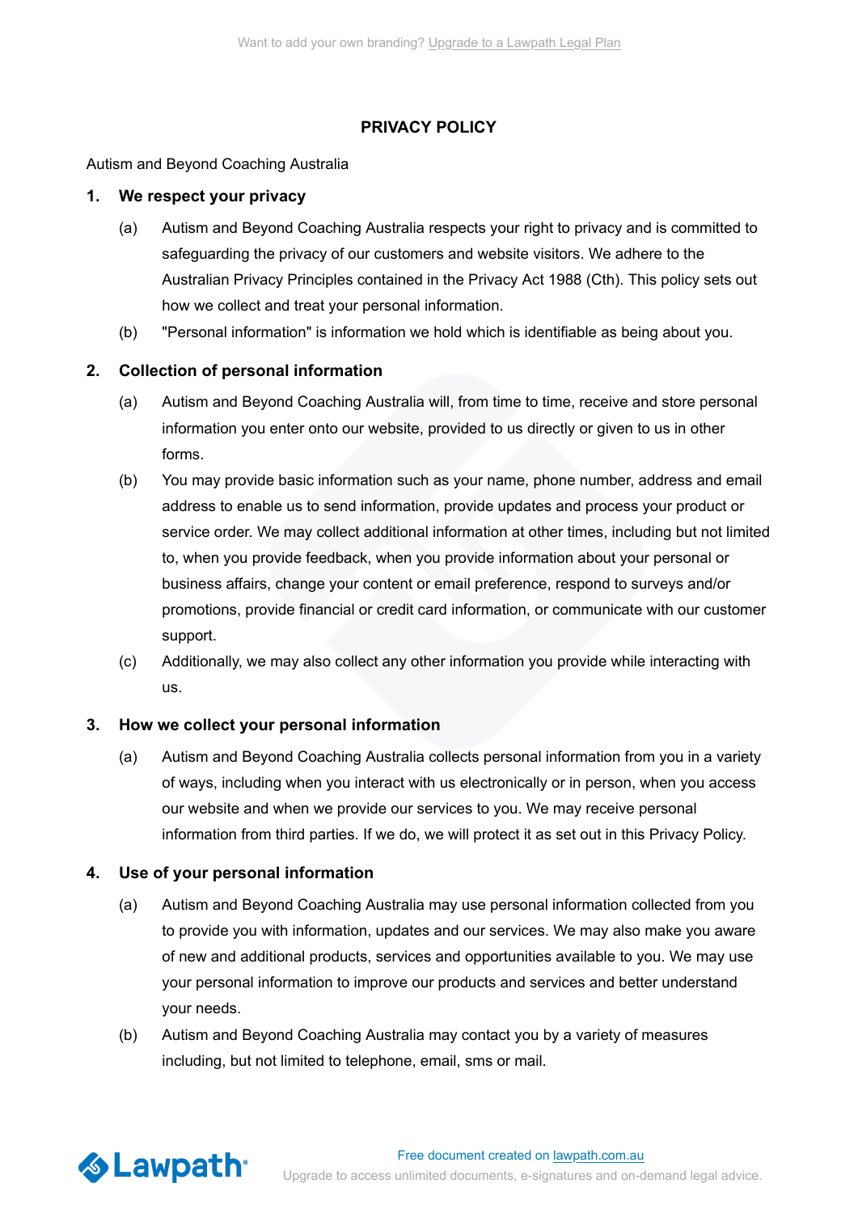# PRIVACY POLICY

Autism and Beyond Coaching Australia

## 1. We respect your privacy

(a) Autism and Beyond Coaching Australia respects your right to privacy and is committed to safeguarding the privacy of our customers and website visitors. We adhere to the Australian Privacy Principles contained in the Privacy Act 1988 (Cth). This policy sets out how we collect and treat your personal information.

(b) "Personal information" is information we hold which is identifiable as being about you.

## 2. Collection of personal information

(a) Autism and Beyond Coaching Australia will, from time to time, receive and store personal information you enter onto our website, provided to us directly or given to us in other forms.

(b) You may provide basic information such as your name, phone number, address and email address to enable us to send information, provide updates and process your product or service order. We may collect additional information at other times, including but not limited to, when you provide feedback, when you provide information about your personal or business affairs, change your content or email preference, respond to surveys and/or promotions, provide financial or credit card information, or communicate with our customer support.

(c) Additionally, we may also collect any other information you provide while interacting with us.

## 3. How we collect your personal information

(a) Autism and Beyond Coaching Australia collects personal information from you in a variety of ways, including when you interact with us electronically or in person, when you access our website and when we provide our services to you. We may receive personal information from third parties. If we do, we will protect it as set out in this Privacy Policy.

## 4. Use of your personal information

(a) Autism and Beyond Coaching Australia may use personal information collected from you to provide you with information, updates and our services. We may also make you aware of new and additional products, services and opportunities available to you. We may use your personal information to improve our products and services and better understand your needs.

(b) Autism and Beyond Coaching Australia may contact you by a variety of measures including, but not limited to telephone, email, sms or mail.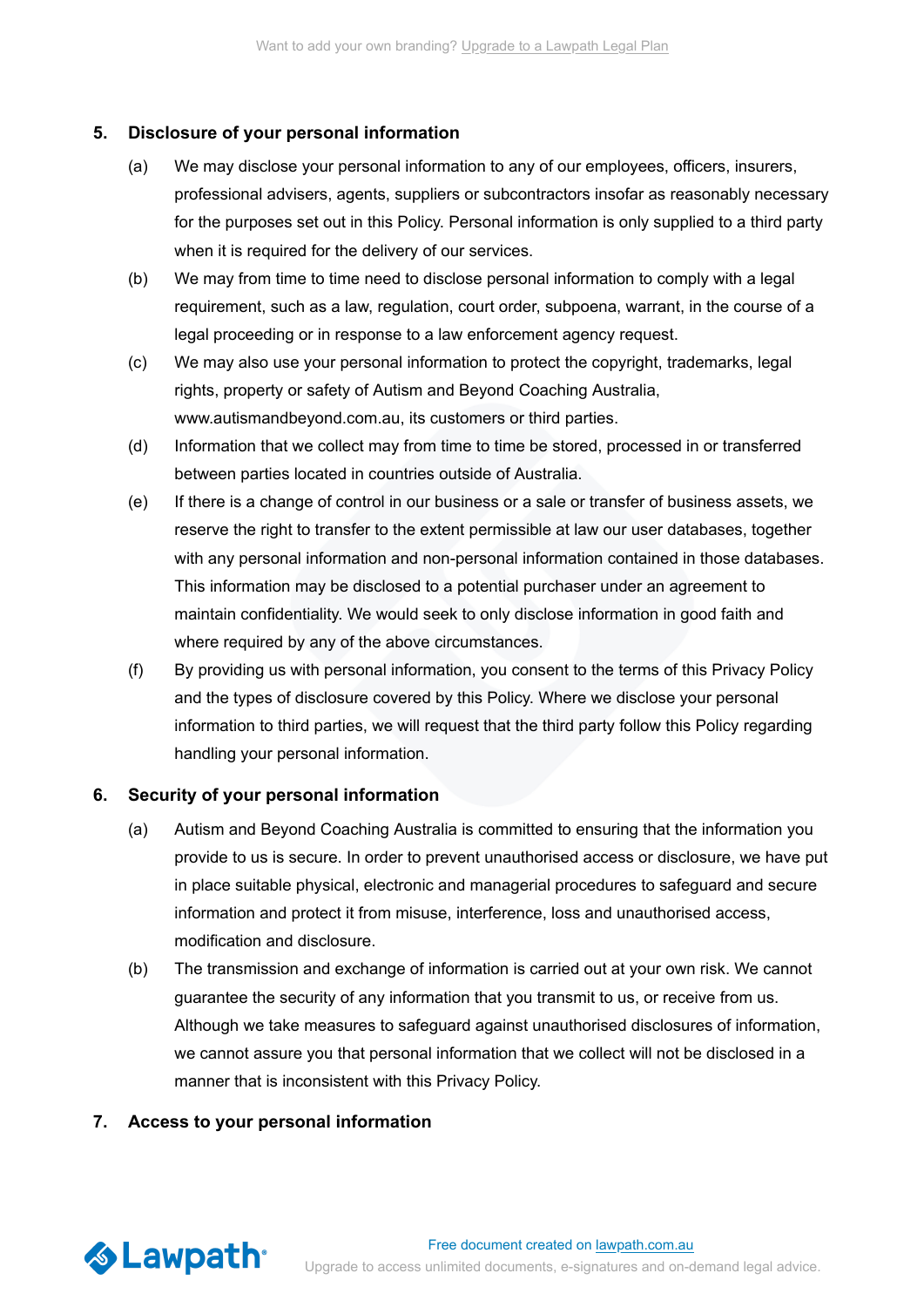## 5. Disclosure of your personal information

(a) We may disclose your personal information to any of our employees, officers, insurers, professional advisers, agents, suppliers or subcontractors insofar as reasonably necessary for the purposes set out in this Policy. Personal information is only supplied to a third party when it is required for the delivery of our services.

(b) We may from time to time need to disclose personal information to comply with a legal requirement, such as a law, regulation, court order, subpoena, warrant, in the course of a legal proceeding or in response to a law enforcement agency request.

(c) We may also use your personal information to protect the copyright, trademarks, legal rights, property or safety of Autism and Beyond Coaching Australia, www.autismandbeyond.com.au, its customers or third parties.

(d) Information that we collect may from time to time be stored, processed in or transferred between parties located in countries outside of Australia.

(e) If there is a change of control in our business or a sale or transfer of business assets, we reserve the right to transfer to the extent permissible at law our user databases, together with any personal information and non-personal information contained in those databases. This information may be disclosed to a potential purchaser under an agreement to maintain confidentiality. We would seek to only disclose information in good faith and where required by any of the above circumstances.

(f) By providing us with personal information, you consent to the terms of this Privacy Policy and the types of disclosure covered by this Policy. Where we disclose your personal information to third parties, we will request that the third party follow this Policy regarding handling your personal information.

## 6. Security of your personal information

(a) Autism and Beyond Coaching Australia is committed to ensuring that the information you provide to us is secure. In order to prevent unauthorised access or disclosure, we have put in place suitable physical, electronic and managerial procedures to safeguard and secure information and protect it from misuse, interference, loss and unauthorised access, modification and disclosure.

(b) The transmission and exchange of information is carried out at your own risk. We cannot guarantee the security of any information that you transmit to us, or receive from us. Although we take measures to safeguard against unauthorised disclosures of information, we cannot assure you that personal information that we collect will not be disclosed in a manner that is inconsistent with this Privacy Policy.

## 7. Access to your personal information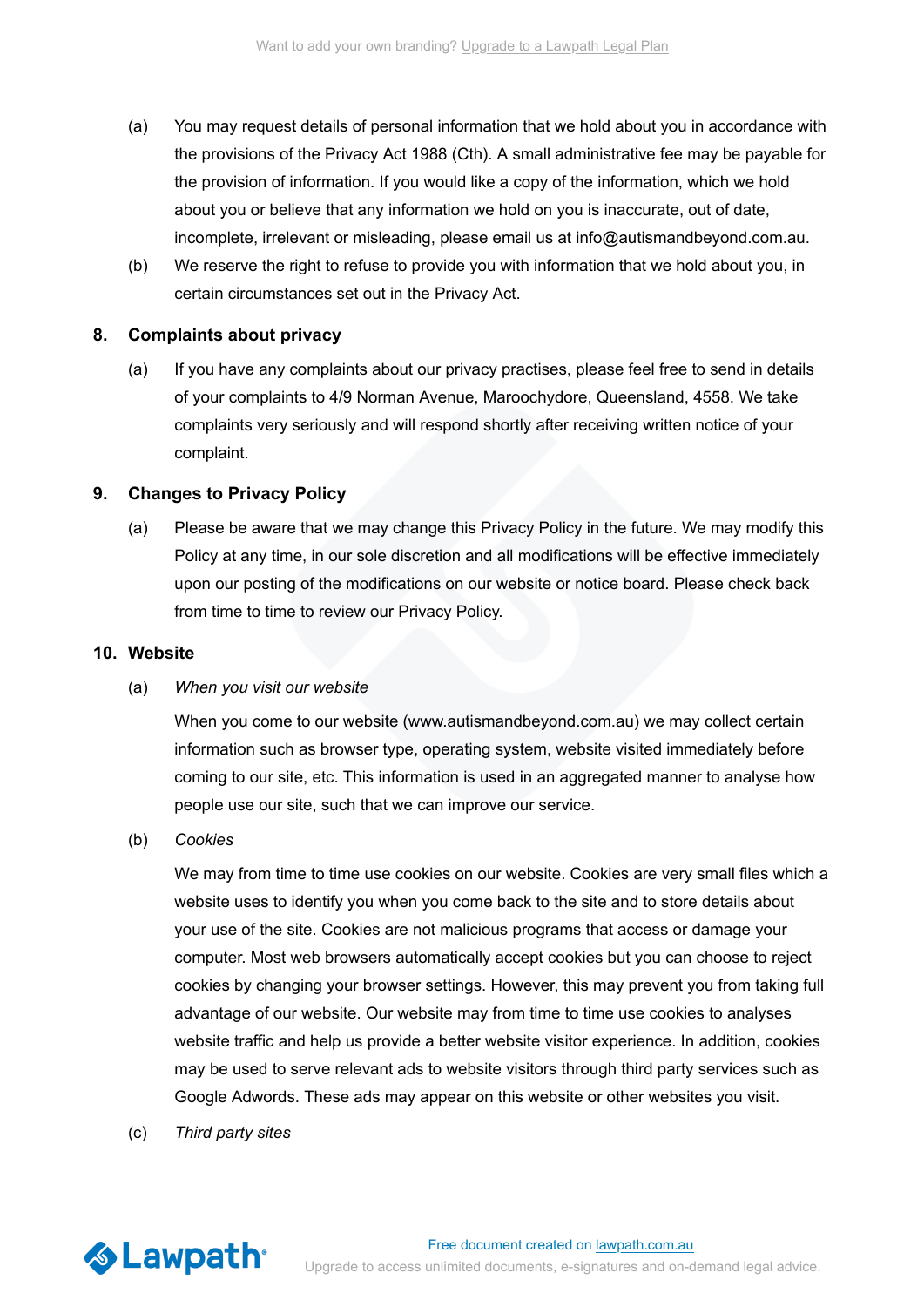(a) You may request details of personal information that we hold about you in accordance with the provisions of the Privacy Act 1988 (Cth). A small administrative fee may be payable for the provision of information. If you would like a copy of the information, which we hold about you or believe that any information we hold on you is inaccurate, out of date, incomplete, irrelevant or misleading, please email us at info@autismandbeyond.com.au.

(b) We reserve the right to refuse to provide you with information that we hold about you, in certain circumstances set out in the Privacy Act.

## 8. Complaints about privacy

(a) If you have any complaints about our privacy practises, please feel free to send in details of your complaints to 4/9 Norman Avenue, Maroochydore, Queensland, 4558. We take complaints very seriously and will respond shortly after receiving written notice of your complaint.

## 9. Changes to Privacy Policy

(a) Please be aware that we may change this Privacy Policy in the future. We may modify this Policy at any time, in our sole discretion and all modifications will be effective immediately upon our posting of the modifications on our website or notice board. Please check back from time to time to review our Privacy Policy.

## 10. Website

(a) *When you visit our website*

When you come to our website (www.autismandbeyond.com.au) we may collect certain information such as browser type, operating system, website visited immediately before coming to our site, etc. This information is used in an aggregated manner to analyse how people use our site, such that we can improve our service.

(b) *Cookies*

We may from time to time use cookies on our website. Cookies are very small files which a website uses to identify you when you come back to the site and to store details about your use of the site. Cookies are not malicious programs that access or damage your computer. Most web browsers automatically accept cookies but you can choose to reject cookies by changing your browser settings. However, this may prevent you from taking full advantage of our website. Our website may from time to time use cookies to analyses website traffic and help us provide a better website visitor experience. In addition, cookies may be used to serve relevant ads to website visitors through third party services such as Google Adwords. These ads may appear on this website or other websites you visit.

(c) *Third party sites*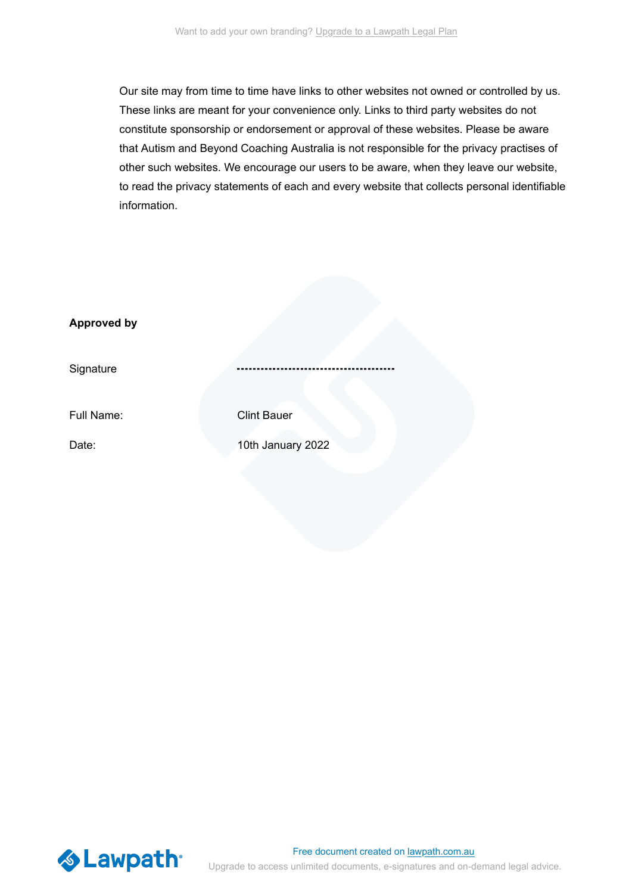Our site may from time to time have links to other websites not owned or controlled by us. These links are meant for your convenience only. Links to third party websites do not constitute sponsorship or endorsement or approval of these websites. Please be aware that Autism and Beyond Coaching Australia is not responsible for the privacy practises of other such websites. We encourage our users to be aware, when they leave our website, to read the privacy statements of each and every website that collects personal identifiable information.

**Approved by**

| | |
|---|---|
| Signature | ------------------------------------------ |
| Full Name: | Clint Bauer |
| Date: | 10th January 2022 |